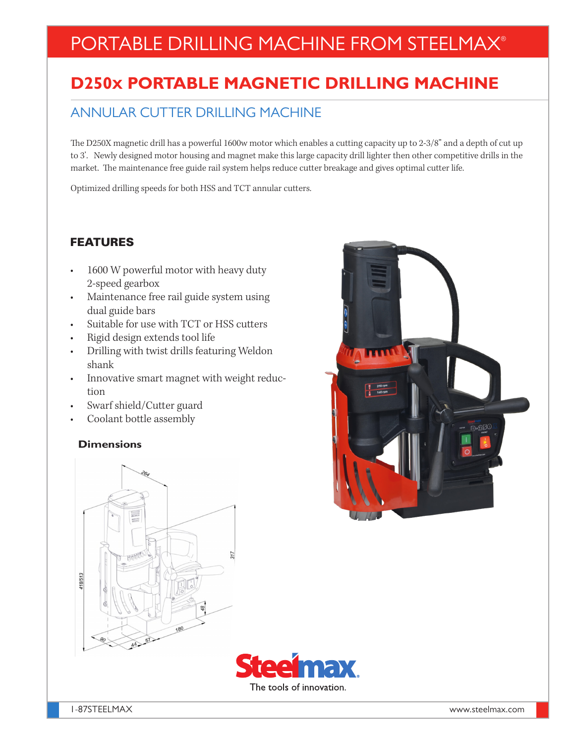# PORTABLE DRILLING MACHINE FROM STEELMAX®

## D250x PORTABLE MAGNETIC DRILLING MACHINE

### ANNULAR CUTTER DRILLING MACHINE

The D250X magnetic drill has a powerful 1600w motor which enables a cutting capacity up to 2-3/8" and a depth of cut up to 3'. Newly designed motor housing and magnet make this large capacity drill lighter then other competitive drills in the market. The maintenance free guide rail system helps reduce cutter breakage and gives optimal cutter life.

Optimized drilling speeds for both HSS and TCT annular cutters.

### FEATURES

- 1600 W powerful motor with heavy duty 2-speed gearbox
- Maintenance free rail guide system using dual guide bars
- Suitable for use with TCT or HSS cutters
- Rigid design extends tool life
- Drilling with twist drills featuring Weldon shank
- Innovative smart magnet with weight reduction
- Swarf shield/Cutter guard
- Coolant bottle assembly

#### Dimensions

Steelmax. The tools of innovation.

1-87STEELMAX www.steelmax.com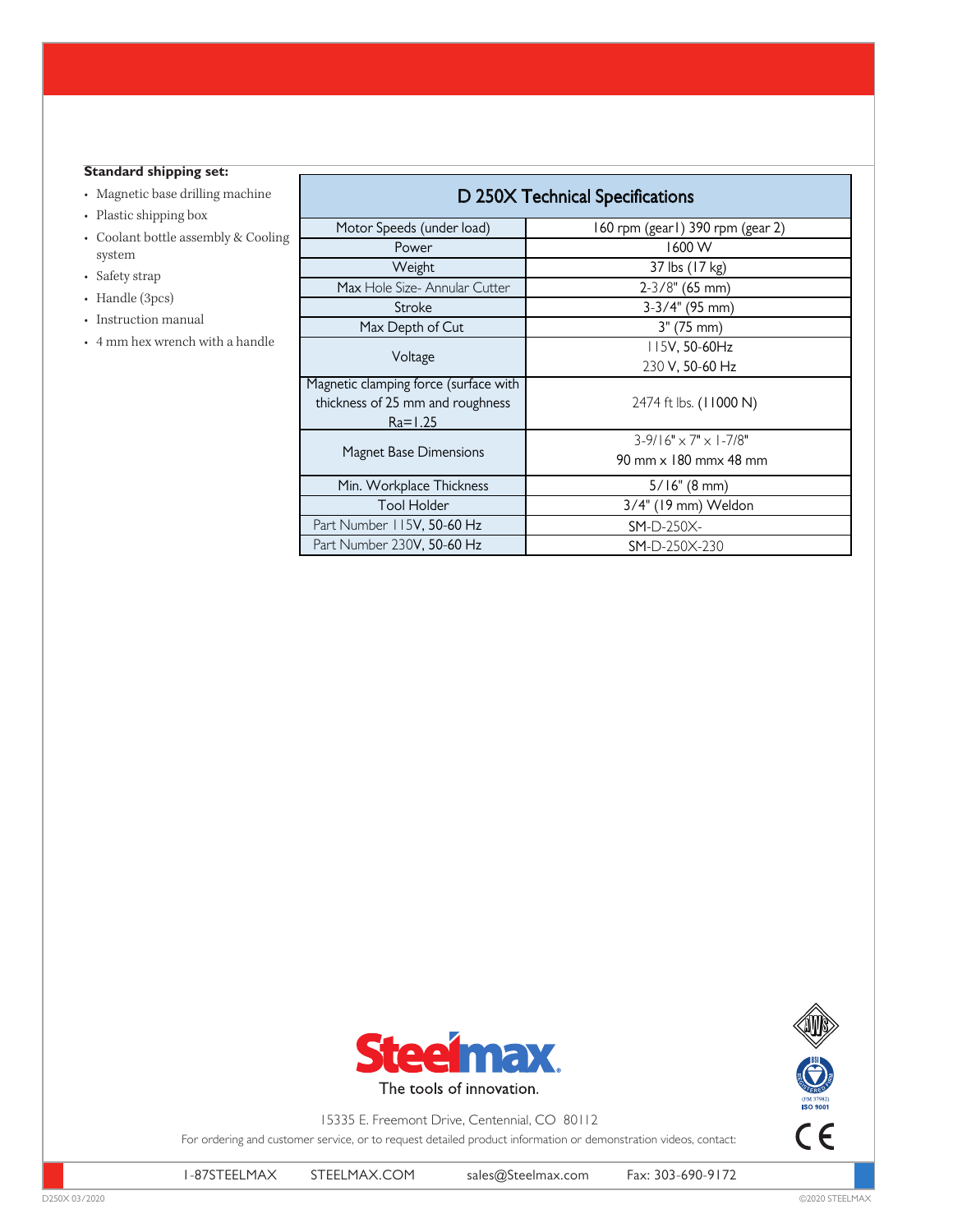**Standard shipping set:**

- Magnetic base drilling machine
- Plastic shipping box
- Coolant bottle assembly & Cooling system
- Safety strap
- Handle (3pcs)
- Instruction manual
- 4 mm hex wrench with a handle

| D 250X Technical Specifications | |
|---|---|
| Motor Speeds (under load) | 160 rpm (gear1) 390 rpm (gear 2) |
| Power | 1600 W |
| Weight | 37 lbs (17 kg) |
| Max Hole Size- Annular Cutter | 2-3/8" (65 mm) |
| Stroke | 3-3/4" (95 mm) |
| Max Depth of Cut | 3" (75 mm) |
| Voltage | 115V, 50-60Hz<br>230 V, 50-60 Hz |
| Magnetic clamping force (surface with thickness of 25 mm and roughness Ra=1.25 | 2474 ft lbs. (11000 N) |
| Magnet Base Dimensions | 3-9/16" x 7" x 1-7/8"<br>90 mm x 180 mmx 48 mm |
| Min. Workplace Thickness | 5/16" (8 mm) |
| Tool Holder | 3/4" (19 mm) Weldon |
| Part Number 115V, 50-60 Hz | SM-D-250X- |
| Part Number 230V, 50-60 Hz | SM-D-250X-230 |

Steelmax.

The tools of innovation.

15335 E. Freemont Drive, Centennial, CO 80112

For ordering and customer service, or to request detailed product information or demonstration videos, contact:

1-87STEELMAX    STEELMAX.COM    sales@Steelmax.com    Fax: 303-690-9172

D250X 03/2020    ©2020 STEELMAX